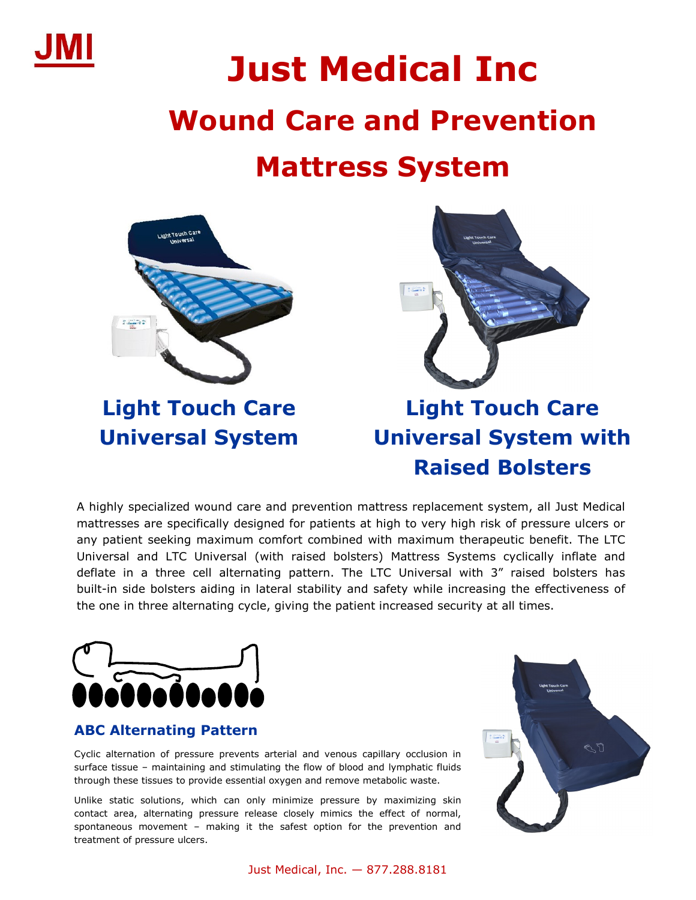JMI

# Just Medical Inc

## Wound Care and Prevention Mattress System

### Light Touch Care Universal System

### Light Touch Care Universal System with Raised Bolsters

A highly specialized wound care and prevention mattress replacement system, all Just Medical mattresses are specifically designed for patients at high to very high risk of pressure ulcers or any patient seeking maximum comfort combined with maximum therapeutic benefit. The LTC Universal and LTC Universal (with raised bolsters) Mattress Systems cyclically inflate and deflate in a three cell alternating pattern. The LTC Universal with 3" raised bolsters has built-in side bolsters aiding in lateral stability and safety while increasing the effectiveness of the one in three alternating cycle, giving the patient increased security at all times.

### ABC Alternating Pattern

Cyclic alternation of pressure prevents arterial and venous capillary occlusion in surface tissue – maintaining and stimulating the flow of blood and lymphatic fluids through these tissues to provide essential oxygen and remove metabolic waste.

Unlike static solutions, which can only minimize pressure by maximizing skin contact area, alternating pressure release closely mimics the effect of normal, spontaneous movement – making it the safest option for the prevention and treatment of pressure ulcers.

Just Medical, Inc. — 877.288.8181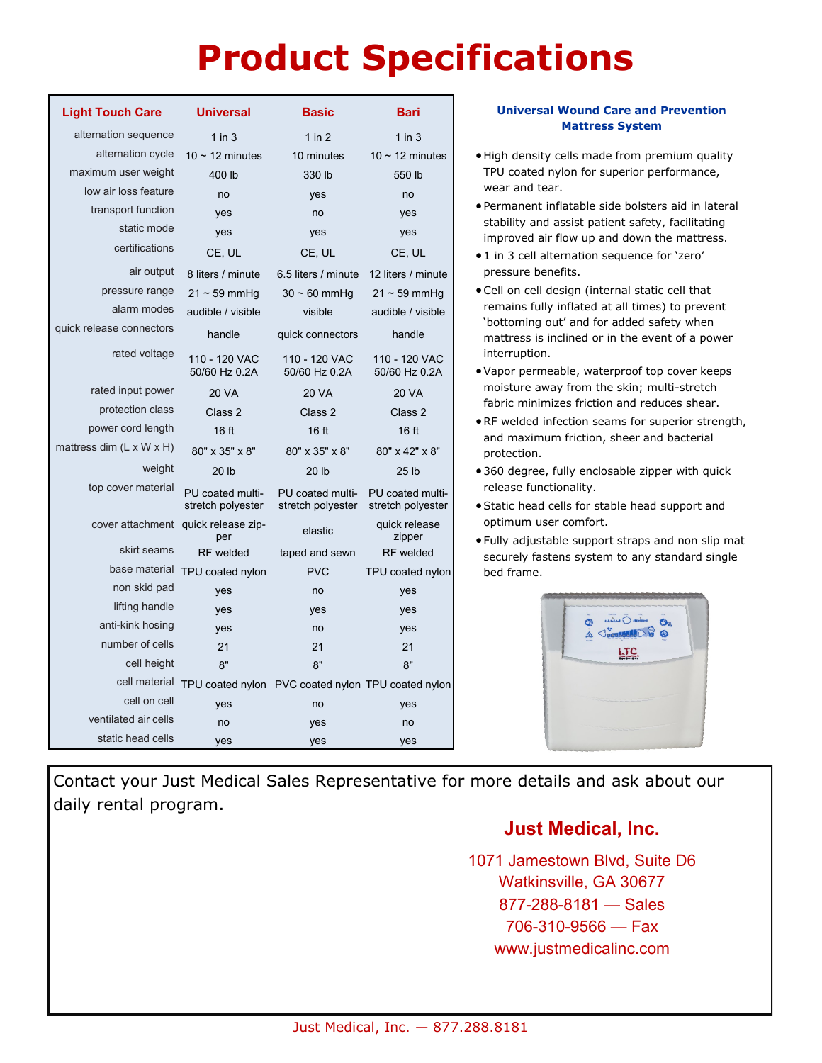# Product Specifications

| Light Touch Care | Universal | Basic | Bari |
|---|---|---|---|
| alternation sequence | 1 in 3 | 1 in 2 | 1 in 3 |
| alternation cycle | 10 ~ 12 minutes | 10 minutes | 10 ~ 12 minutes |
| maximum user weight | 400 lb | 330 lb | 550 lb |
| low air loss feature | no | yes | no |
| transport function | yes | no | yes |
| static mode | yes | yes | yes |
| certifications | CE, UL | CE, UL | CE, UL |
| air output | 8 liters / minute | 6.5 liters / minute | 12 liters / minute |
| pressure range | 21 ~ 59 mmHg | 30 ~ 60 mmHg | 21 ~ 59 mmHg |
| alarm modes | audible / visible | visible | audible / visible |
| quick release connectors | handle | quick connectors | handle |
| rated voltage | 110 - 120 VAC 50/60 Hz 0.2A | 110 - 120 VAC 50/60 Hz 0.2A | 110 - 120 VAC 50/60 Hz 0.2A |
| rated input power | 20 VA | 20 VA | 20 VA |
| protection class | Class 2 | Class 2 | Class 2 |
| power cord length | 16 ft | 16 ft | 16 ft |
| mattress dim (L x W x H) | 80" x 35" x 8" | 80" x 35" x 8" | 80" x 42" x 8" |
| weight | 20 lb | 20 lb | 25 lb |
| top cover material | PU coated multi-stretch polyester | PU coated multi-stretch polyester | PU coated multi-stretch polyester |
| cover attachment | quick release zipper | elastic | quick release zipper |
| skirt seams | RF welded | taped and sewn | RF welded |
| base material | TPU coated nylon | PVC | TPU coated nylon |
| non skid pad | yes | no | yes |
| lifting handle | yes | yes | yes |
| anti-kink hosing | yes | no | yes |
| number of cells | 21 | 21 | 21 |
| cell height | 8" | 8" | 8" |
| cell material | TPU coated nylon | PVC coated nylon | TPU coated nylon |
| cell on cell | yes | no | yes |
| ventilated air cells | no | yes | no |
| static head cells | yes | yes | yes |

**Universal Wound Care and Prevention Mattress System**

- High density cells made from premium quality TPU coated nylon for superior performance, wear and tear.
- Permanent inflatable side bolsters aid in lateral stability and assist patient safety, facilitating improved air flow up and down the mattress.
- 1 in 3 cell alternation sequence for 'zero' pressure benefits.
- Cell on cell design (internal static cell that remains fully inflated at all times) to prevent 'bottoming out' and for added safety when mattress is inclined or in the event of a power interruption.
- Vapor permeable, waterproof top cover keeps moisture away from the skin; multi-stretch fabric minimizes friction and reduces shear.
- RF welded infection seams for superior strength, and maximum friction, sheer and bacterial protection.
- 360 degree, fully enclosable zipper with quick release functionality.
- Static head cells for stable head support and optimum user comfort.
- Fully adjustable support straps and non slip mat securely fastens system to any standard single bed frame.

Contact your Just Medical Sales Representative for more details and ask about our daily rental program.

**Just Medical, Inc.**

1071 Jamestown Blvd, Suite D6
Watkinsville, GA 30677
877-288-8181 — Sales
706-310-9566 — Fax
www.justmedicalinc.com